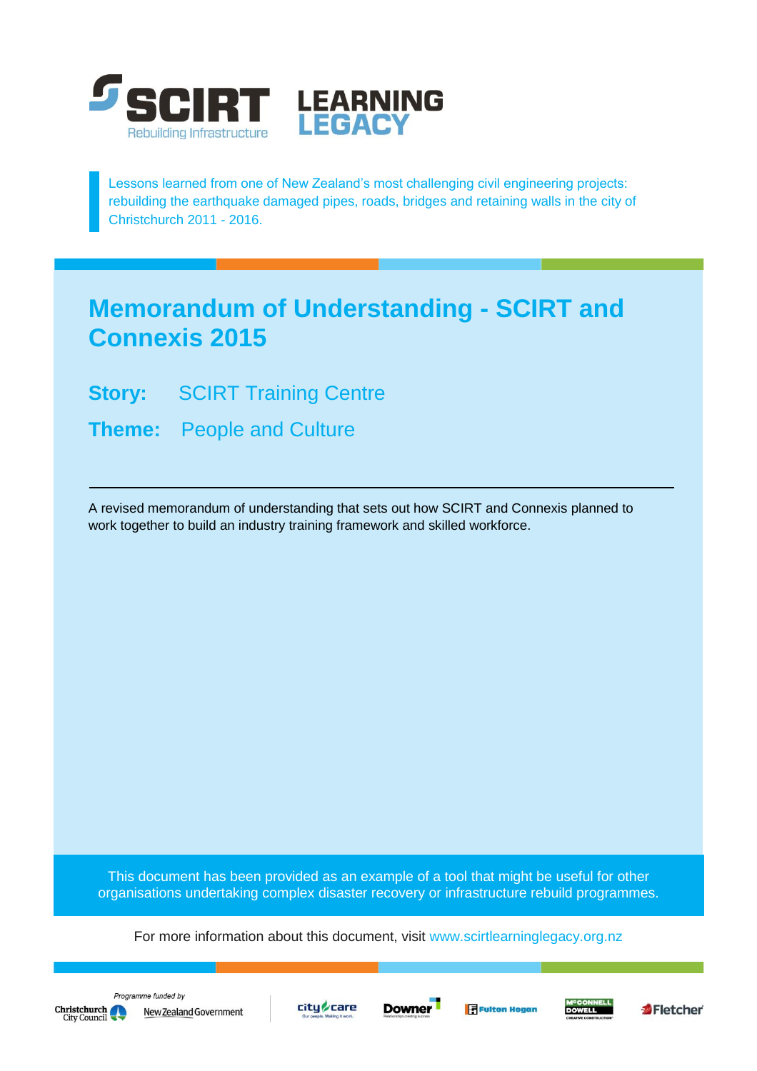# SCIRT LEARNING LEGACY

Rebuilding Infrastructure

Lessons learned from one of New Zealand's most challenging civil engineering projects: rebuilding the earthquake damaged pipes, roads, bridges and retaining walls in the city of Christchurch 2011 - 2016.

## Memorandum of Understanding - SCIRT and Connexis 2015

**Story:** SCIRT Training Centre

**Theme:** People and Culture

---

A revised memorandum of understanding that sets out how SCIRT and Connexis planned to work together to build an industry training framework and skilled workforce.

This document has been provided as an example of a tool that might be useful for other organisations undertaking complex disaster recovery or infrastructure rebuild programmes.

For more information about this document, visit www.scirtlearninglegacy.org.nz

*Programme funded by* Christchurch City Council, New Zealand Government

City Care, Downer, Fulton Hogan, McConnell Dowell, Fletcher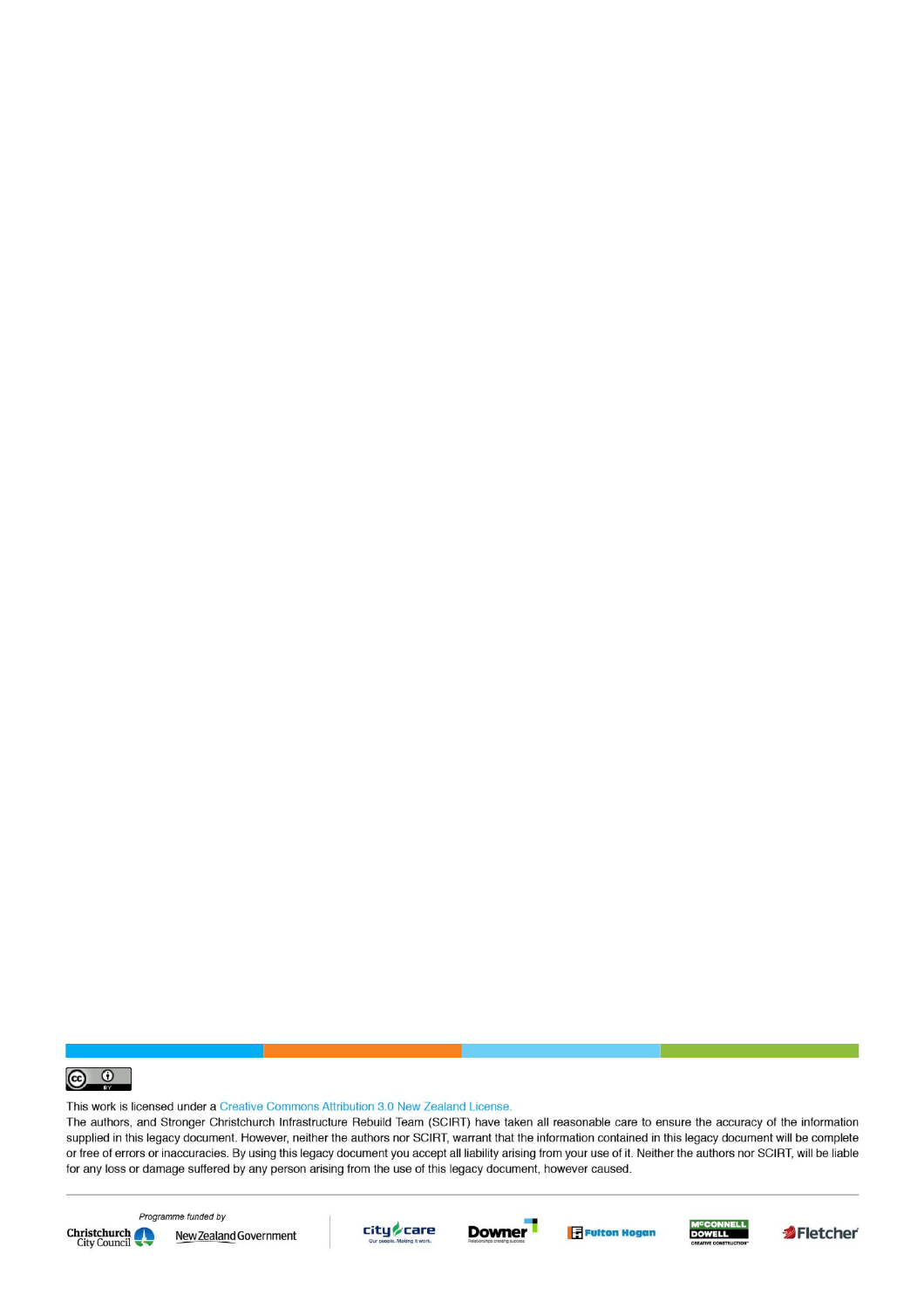This work is licensed under a Creative Commons Attribution 3.0 New Zealand License.

The authors, and Stronger Christchurch Infrastructure Rebuild Team (SCIRT) have taken all reasonable care to ensure the accuracy of the information supplied in this legacy document. However, neither the authors nor SCIRT, warrant that the information contained in this legacy document will be complete or free of errors or inaccuracies. By using this legacy document you accept all liability arising from your use of it. Neither the authors nor SCIRT, will be liable for any loss or damage suffered by any person arising from the use of this legacy document, however caused.

*Programme funded by*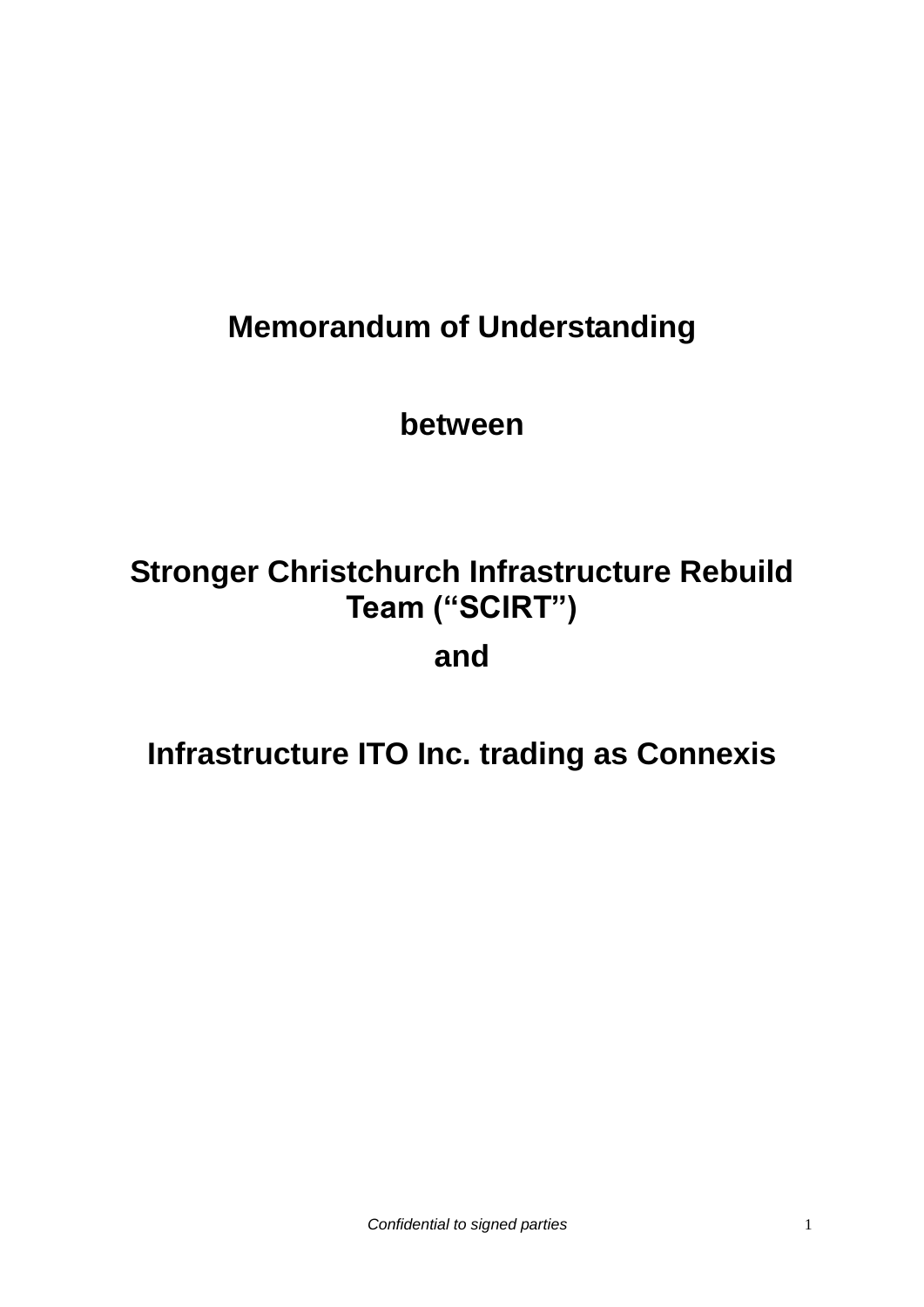# Memorandum of Understanding

**between**

**Stronger Christchurch Infrastructure Rebuild Team (“SCIRT”)**

**and**

**Infrastructure ITO Inc. trading as Connexis**

*Confidential to signed parties*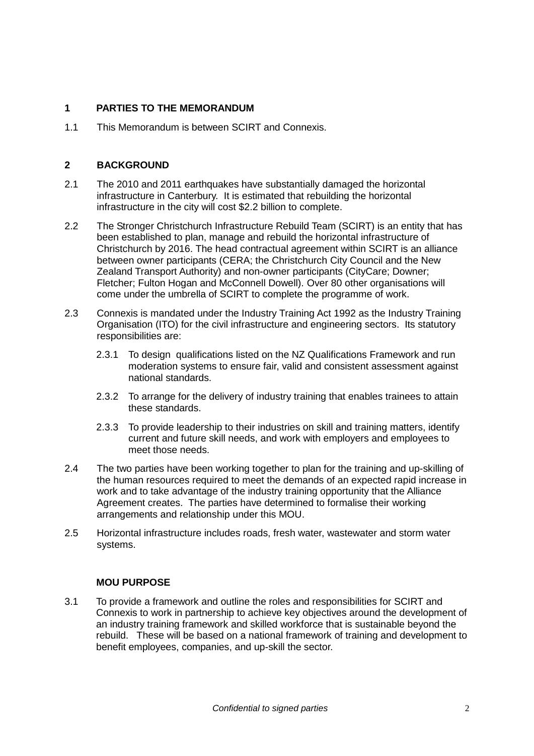## 1 PARTIES TO THE MEMORANDUM

1.1 This Memorandum is between SCIRT and Connexis.

## 2 BACKGROUND

2.1 The 2010 and 2011 earthquakes have substantially damaged the horizontal infrastructure in Canterbury. It is estimated that rebuilding the horizontal infrastructure in the city will cost $2.2 billion to complete.

2.2 The Stronger Christchurch Infrastructure Rebuild Team (SCIRT) is an entity that has been established to plan, manage and rebuild the horizontal infrastructure of Christchurch by 2016. The head contractual agreement within SCIRT is an alliance between owner participants (CERA; the Christchurch City Council and the New Zealand Transport Authority) and non-owner participants (CityCare; Downer; Fletcher; Fulton Hogan and McConnell Dowell). Over 80 other organisations will come under the umbrella of SCIRT to complete the programme of work.

2.3 Connexis is mandated under the Industry Training Act 1992 as the Industry Training Organisation (ITO) for the civil infrastructure and engineering sectors. Its statutory responsibilities are:

2.3.1 To design qualifications listed on the NZ Qualifications Framework and run moderation systems to ensure fair, valid and consistent assessment against national standards.

2.3.2 To arrange for the delivery of industry training that enables trainees to attain these standards.

2.3.3 To provide leadership to their industries on skill and training matters, identify current and future skill needs, and work with employers and employees to meet those needs.

2.4 The two parties have been working together to plan for the training and up-skilling of the human resources required to meet the demands of an expected rapid increase in work and to take advantage of the industry training opportunity that the Alliance Agreement creates. The parties have determined to formalise their working arrangements and relationship under this MOU.

2.5 Horizontal infrastructure includes roads, fresh water, wastewater and storm water systems.

## MOU PURPOSE

3.1 To provide a framework and outline the roles and responsibilities for SCIRT and Connexis to work in partnership to achieve key objectives around the development of an industry training framework and skilled workforce that is sustainable beyond the rebuild. These will be based on a national framework of training and development to benefit employees, companies, and up-skill the sector.

*Confidential to signed parties*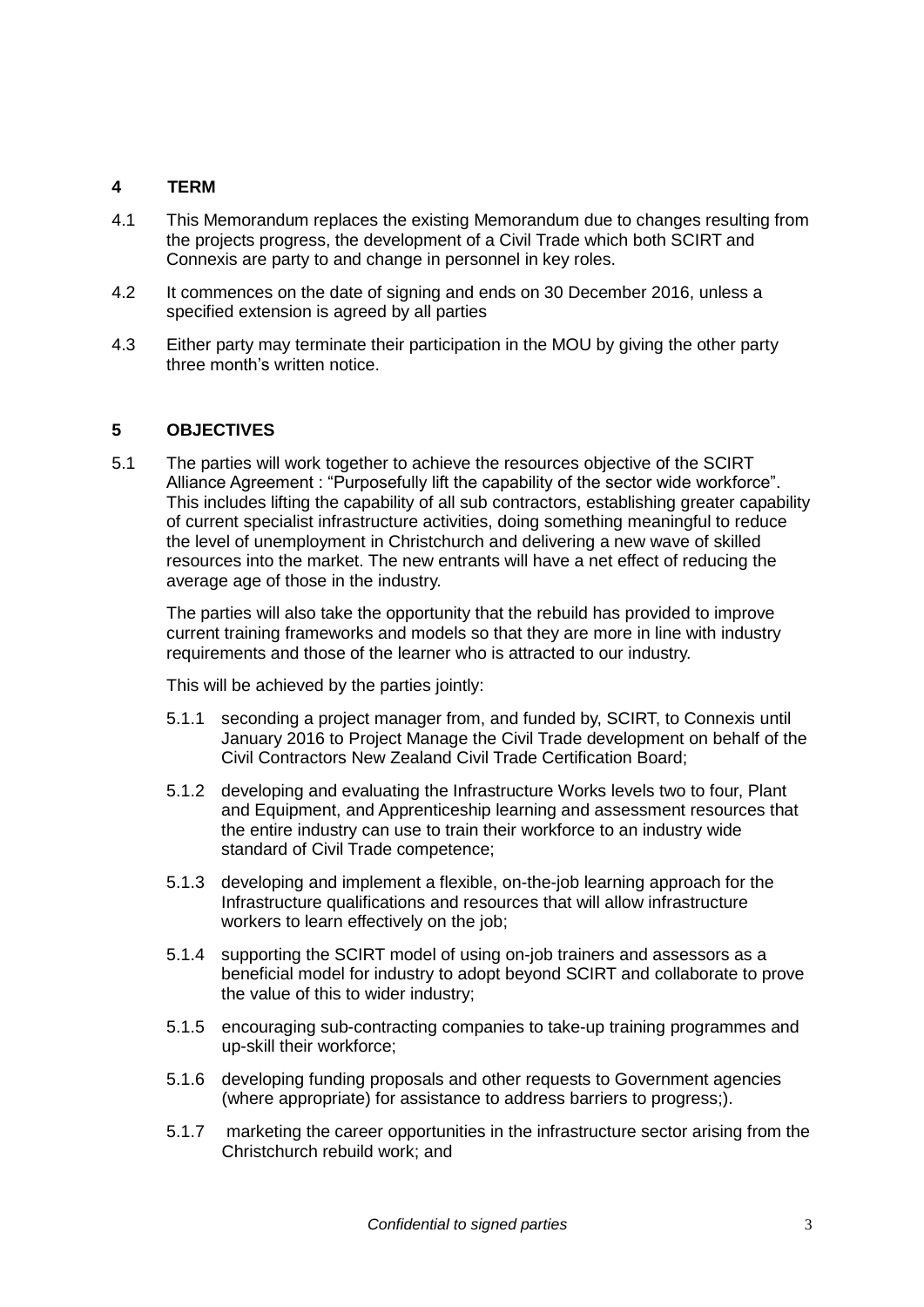## 4 TERM

4.1 This Memorandum replaces the existing Memorandum due to changes resulting from the projects progress, the development of a Civil Trade which both SCIRT and Connexis are party to and change in personnel in key roles.

4.2 It commences on the date of signing and ends on 30 December 2016, unless a specified extension is agreed by all parties

4.3 Either party may terminate their participation in the MOU by giving the other party three month's written notice.

## 5 OBJECTIVES

5.1 The parties will work together to achieve the resources objective of the SCIRT Alliance Agreement : "Purposefully lift the capability of the sector wide workforce". This includes lifting the capability of all sub contractors, establishing greater capability of current specialist infrastructure activities, doing something meaningful to reduce the level of unemployment in Christchurch and delivering a new wave of skilled resources into the market. The new entrants will have a net effect of reducing the average age of those in the industry.

The parties will also take the opportunity that the rebuild has provided to improve current training frameworks and models so that they are more in line with industry requirements and those of the learner who is attracted to our industry.

This will be achieved by the parties jointly:

5.1.1 seconding a project manager from, and funded by, SCIRT, to Connexis until January 2016 to Project Manage the Civil Trade development on behalf of the Civil Contractors New Zealand Civil Trade Certification Board;

5.1.2 developing and evaluating the Infrastructure Works levels two to four, Plant and Equipment, and Apprenticeship learning and assessment resources that the entire industry can use to train their workforce to an industry wide standard of Civil Trade competence;

5.1.3 developing and implement a flexible, on-the-job learning approach for the Infrastructure qualifications and resources that will allow infrastructure workers to learn effectively on the job;

5.1.4 supporting the SCIRT model of using on-job trainers and assessors as a beneficial model for industry to adopt beyond SCIRT and collaborate to prove the value of this to wider industry;

5.1.5 encouraging sub-contracting companies to take-up training programmes and up-skill their workforce;

5.1.6 developing funding proposals and other requests to Government agencies (where appropriate) for assistance to address barriers to progress;).

5.1.7 marketing the career opportunities in the infrastructure sector arising from the Christchurch rebuild work; and

*Confidential to signed parties*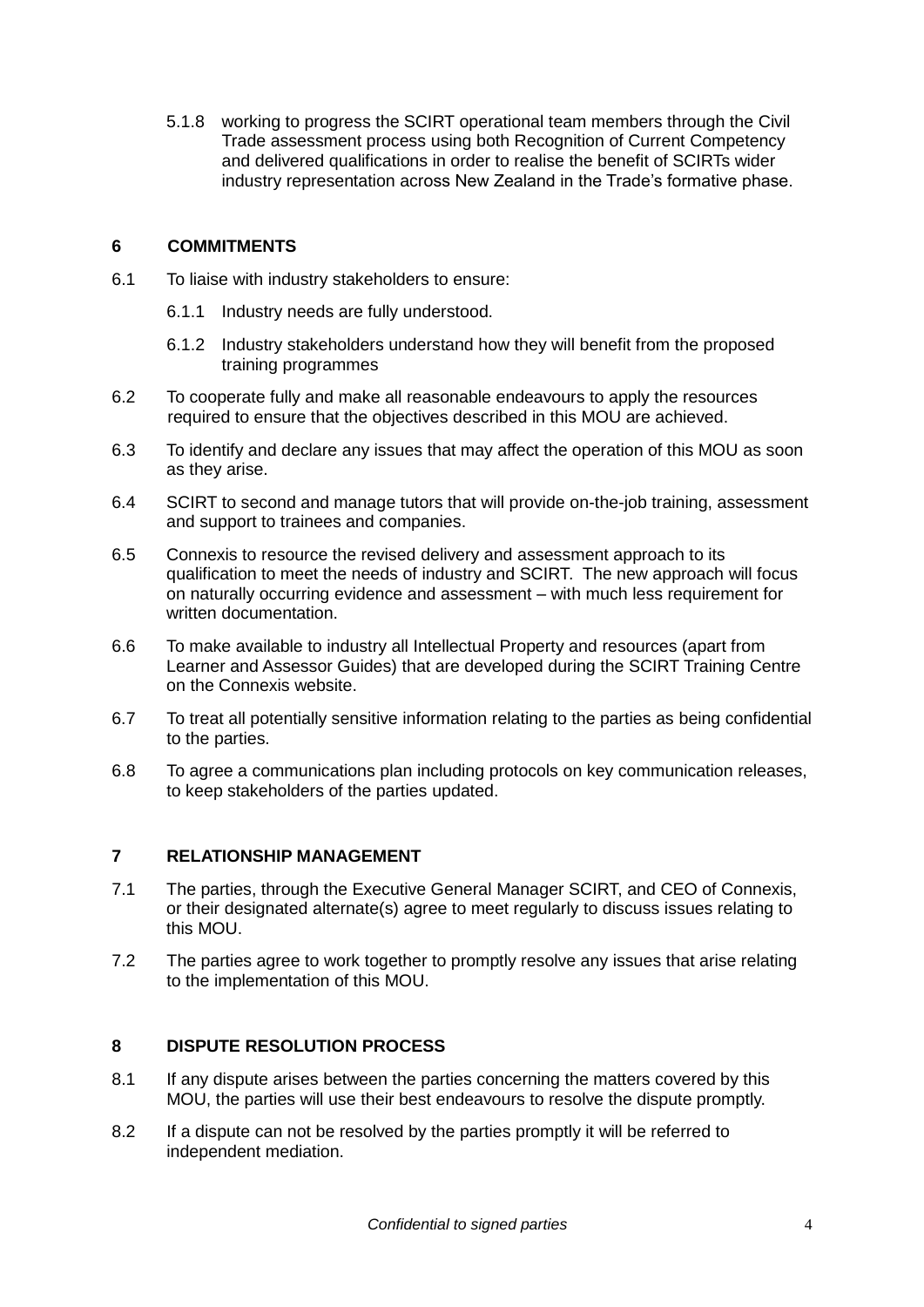5.1.8 working to progress the SCIRT operational team members through the Civil Trade assessment process using both Recognition of Current Competency and delivered qualifications in order to realise the benefit of SCIRTs wider industry representation across New Zealand in the Trade's formative phase.

## 6 COMMITMENTS

6.1 To liaise with industry stakeholders to ensure:

6.1.1 Industry needs are fully understood.

6.1.2 Industry stakeholders understand how they will benefit from the proposed training programmes

6.2 To cooperate fully and make all reasonable endeavours to apply the resources required to ensure that the objectives described in this MOU are achieved.

6.3 To identify and declare any issues that may affect the operation of this MOU as soon as they arise.

6.4 SCIRT to second and manage tutors that will provide on-the-job training, assessment and support to trainees and companies.

6.5 Connexis to resource the revised delivery and assessment approach to its qualification to meet the needs of industry and SCIRT. The new approach will focus on naturally occurring evidence and assessment – with much less requirement for written documentation.

6.6 To make available to industry all Intellectual Property and resources (apart from Learner and Assessor Guides) that are developed during the SCIRT Training Centre on the Connexis website.

6.7 To treat all potentially sensitive information relating to the parties as being confidential to the parties.

6.8 To agree a communications plan including protocols on key communication releases, to keep stakeholders of the parties updated.

## 7 RELATIONSHIP MANAGEMENT

7.1 The parties, through the Executive General Manager SCIRT, and CEO of Connexis, or their designated alternate(s) agree to meet regularly to discuss issues relating to this MOU.

7.2 The parties agree to work together to promptly resolve any issues that arise relating to the implementation of this MOU.

## 8 DISPUTE RESOLUTION PROCESS

8.1 If any dispute arises between the parties concerning the matters covered by this MOU, the parties will use their best endeavours to resolve the dispute promptly.

8.2 If a dispute can not be resolved by the parties promptly it will be referred to independent mediation.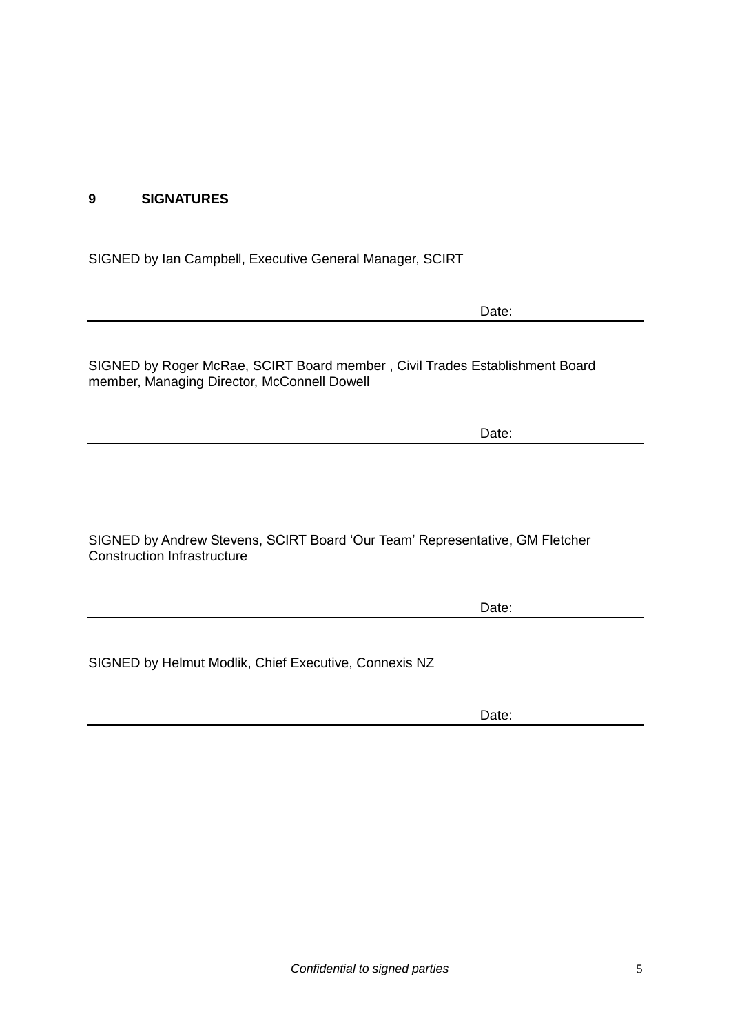## 9 SIGNATURES

SIGNED by Ian Campbell, Executive General Manager, SCIRT

Date:

---

SIGNED by Roger McRae, SCIRT Board member , Civil Trades Establishment Board member, Managing Director, McConnell Dowell

Date:

---

SIGNED by Andrew Stevens, SCIRT Board 'Our Team' Representative, GM Fletcher Construction Infrastructure

Date:

---

SIGNED by Helmut Modlik, Chief Executive, Connexis NZ

Date:

---

*Confidential to signed parties*